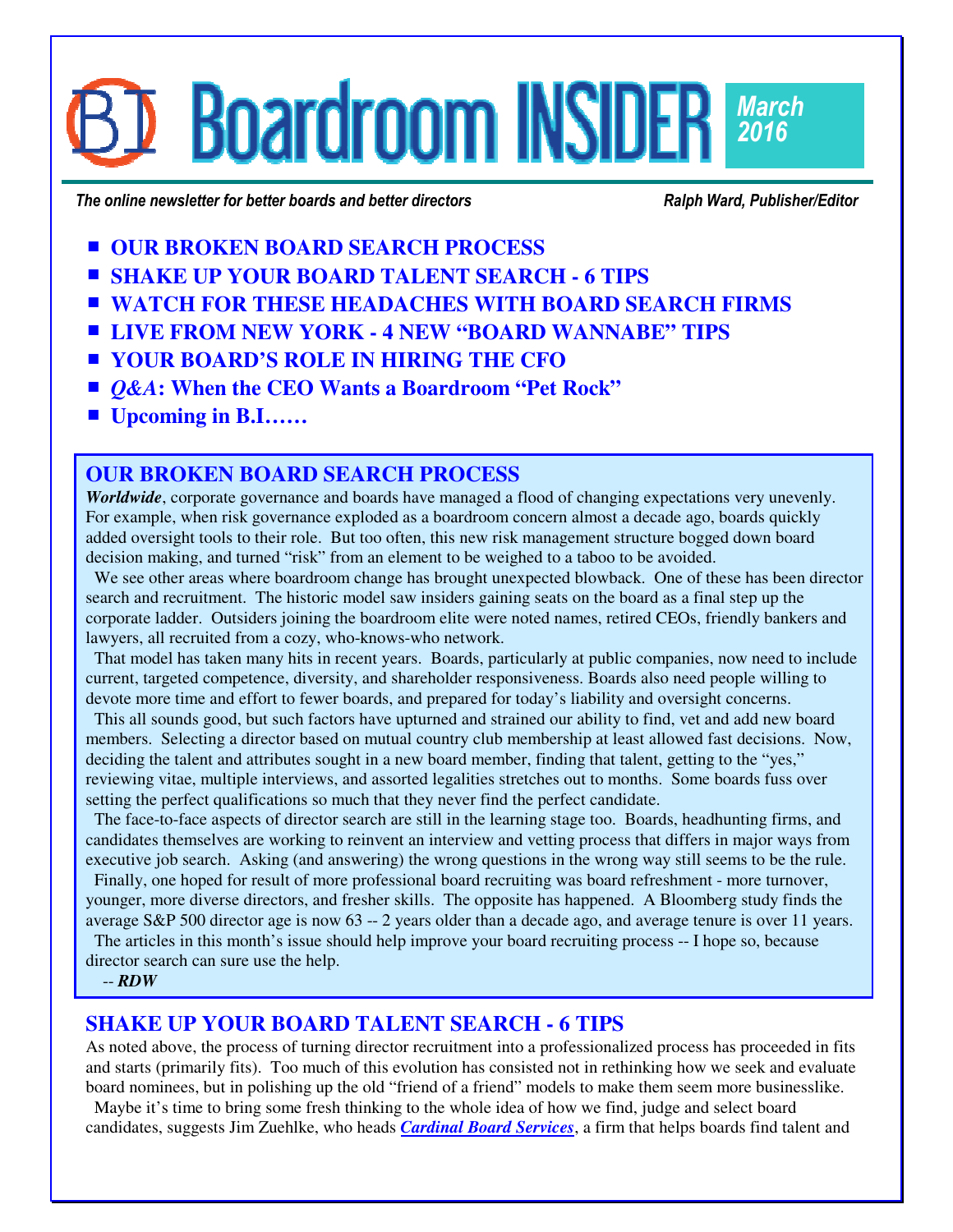# Boardroom INSIDER

**March 2016**

*The online newsletter for better boards and better directors* — *Ralph Ward, Publisher/Editor*

- **OUR BROKEN BOARD SEARCH PROCESS**
- **SHAKE UP YOUR BOARD TALENT SEARCH - 6 TIPS**
- **WATCH FOR THESE HEADACHES WITH BOARD SEARCH FIRMS**
- **LIVE FROM NEW YORK - 4 NEW "BOARD WANNABE" TIPS**
- **YOUR BOARD'S ROLE IN HIRING THE CFO**
- ***Q&A*: When the CEO Wants a Boardroom "Pet Rock"**
- **Upcoming in B.I……**

## OUR BROKEN BOARD SEARCH PROCESS

***Worldwide***, corporate governance and boards have managed a flood of changing expectations very unevenly. For example, when risk governance exploded as a boardroom concern almost a decade ago, boards quickly added oversight tools to their role. But too often, this new risk management structure bogged down board decision making, and turned "risk" from an element to be weighed to a taboo to be avoided.

We see other areas where boardroom change has brought unexpected blowback. One of these has been director search and recruitment. The historic model saw insiders gaining seats on the board as a final step up the corporate ladder. Outsiders joining the boardroom elite were noted names, retired CEOs, friendly bankers and lawyers, all recruited from a cozy, who-knows-who network.

That model has taken many hits in recent years. Boards, particularly at public companies, now need to include current, targeted competence, diversity, and shareholder responsiveness. Boards also need people willing to devote more time and effort to fewer boards, and prepared for today's liability and oversight concerns.

This all sounds good, but such factors have upturned and strained our ability to find, vet and add new board members. Selecting a director based on mutual country club membership at least allowed fast decisions. Now, deciding the talent and attributes sought in a new board member, finding that talent, getting to the "yes," reviewing vitae, multiple interviews, and assorted legalities stretches out to months. Some boards fuss over setting the perfect qualifications so much that they never find the perfect candidate.

The face-to-face aspects of director search are still in the learning stage too. Boards, headhunting firms, and candidates themselves are working to reinvent an interview and vetting process that differs in major ways from executive job search. Asking (and answering) the wrong questions in the wrong way still seems to be the rule.

Finally, one hoped for result of more professional board recruiting was board refreshment - more turnover, younger, more diverse directors, and fresher skills. The opposite has happened. A Bloomberg study finds the average S&P 500 director age is now 63 -- 2 years older than a decade ago, and average tenure is over 11 years.

The articles in this month's issue should help improve your board recruiting process -- I hope so, because director search can sure use the help.

-- ***RDW***

## SHAKE UP YOUR BOARD TALENT SEARCH - 6 TIPS

As noted above, the process of turning director recruitment into a professionalized process has proceeded in fits and starts (primarily fits). Too much of this evolution has consisted not in rethinking how we seek and evaluate board nominees, but in polishing up the old "friend of a friend" models to make them seem more businesslike.

Maybe it's time to bring some fresh thinking to the whole idea of how we find, judge and select board candidates, suggests Jim Zuehlke, who heads ***Cardinal Board Services***, a firm that helps boards find talent and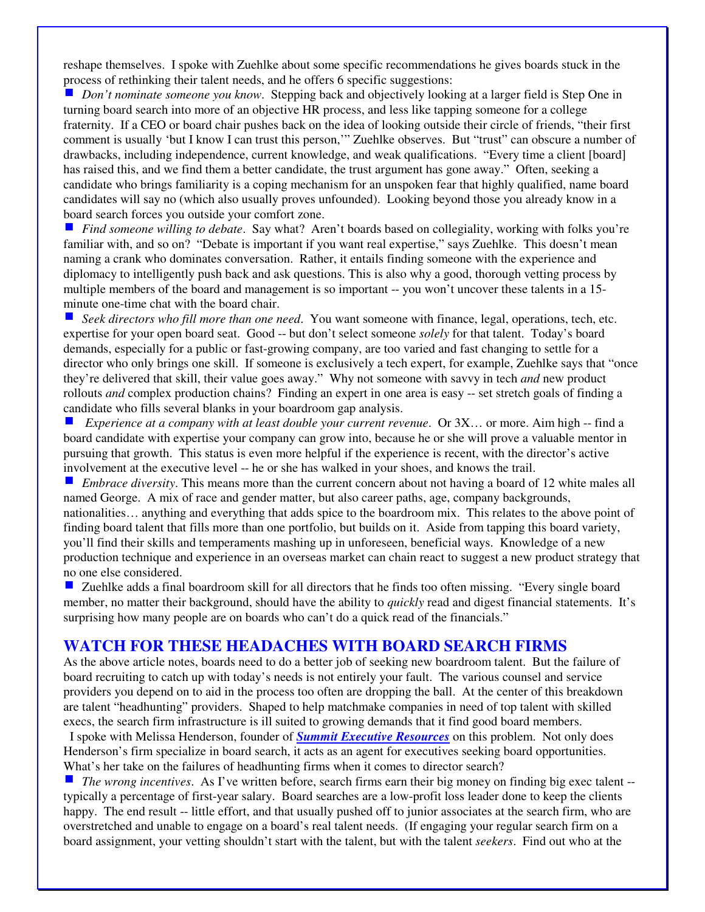reshape themselves. I spoke with Zuehlke about some specific recommendations he gives boards stuck in the process of rethinking their talent needs, and he offers 6 specific suggestions:

- *Don't nominate someone you know*. Stepping back and objectively looking at a larger field is Step One in turning board search into more of an objective HR process, and less like tapping someone for a college fraternity. If a CEO or board chair pushes back on the idea of looking outside their circle of friends, "their first comment is usually 'but I know I can trust this person,'" Zuehlke observes. But "trust" can obscure a number of drawbacks, including independence, current knowledge, and weak qualifications. "Every time a client [board] has raised this, and we find them a better candidate, the trust argument has gone away." Often, seeking a candidate who brings familiarity is a coping mechanism for an unspoken fear that highly qualified, name board candidates will say no (which also usually proves unfounded). Looking beyond those you already know in a board search forces you outside your comfort zone.
- *Find someone willing to debate*. Say what? Aren't boards based on collegiality, working with folks you're familiar with, and so on? "Debate is important if you want real expertise," says Zuehlke. This doesn't mean naming a crank who dominates conversation. Rather, it entails finding someone with the experience and diplomacy to intelligently push back and ask questions. This is also why a good, thorough vetting process by multiple members of the board and management is so important -- you won't uncover these talents in a 15-minute one-time chat with the board chair.
- *Seek directors who fill more than one need*. You want someone with finance, legal, operations, tech, etc. expertise for your open board seat. Good -- but don't select someone *solely* for that talent. Today's board demands, especially for a public or fast-growing company, are too varied and fast changing to settle for a director who only brings one skill. If someone is exclusively a tech expert, for example, Zuehlke says that "once they've delivered that skill, their value goes away." Why not someone with savvy in tech *and* new product rollouts *and* complex production chains? Finding an expert in one area is easy -- set stretch goals of finding a candidate who fills several blanks in your boardroom gap analysis.
- *Experience at a company with at least double your current revenue*. Or 3X… or more. Aim high -- find a board candidate with expertise your company can grow into, because he or she will prove a valuable mentor in pursuing that growth. This status is even more helpful if the experience is recent, with the director's active involvement at the executive level -- he or she has walked in your shoes, and knows the trail.
- *Embrace diversity*. This means more than the current concern about not having a board of 12 white males all named George. A mix of race and gender matter, but also career paths, age, company backgrounds, nationalities… anything and everything that adds spice to the boardroom mix. This relates to the above point of finding board talent that fills more than one portfolio, but builds on it. Aside from tapping this board variety, you'll find their skills and temperaments mashing up in unforeseen, beneficial ways. Knowledge of a new production technique and experience in an overseas market can chain react to suggest a new product strategy that no one else considered.
- Zuehlke adds a final boardroom skill for all directors that he finds too often missing. "Every single board member, no matter their background, should have the ability to *quickly* read and digest financial statements. It's surprising how many people are on boards who can't do a quick read of the financials."

## WATCH FOR THESE HEADACHES WITH BOARD SEARCH FIRMS

As the above article notes, boards need to do a better job of seeking new boardroom talent. But the failure of board recruiting to catch up with today's needs is not entirely your fault. The various counsel and service providers you depend on to aid in the process too often are dropping the ball. At the center of this breakdown are talent "headhunting" providers. Shaped to help matchmake companies in need of top talent with skilled execs, the search firm infrastructure is ill suited to growing demands that it find good board members.

I spoke with Melissa Henderson, founder of ***Summit Executive Resources*** on this problem. Not only does Henderson's firm specialize in board search, it acts as an agent for executives seeking board opportunities. What's her take on the failures of headhunting firms when it comes to director search?

- *The wrong incentives*. As I've written before, search firms earn their big money on finding big exec talent -- typically a percentage of first-year salary. Board searches are a low-profit loss leader done to keep the clients happy. The end result -- little effort, and that usually pushed off to junior associates at the search firm, who are overstretched and unable to engage on a board's real talent needs. (If engaging your regular search firm on a board assignment, your vetting shouldn't start with the talent, but with the talent *seekers*. Find out who at the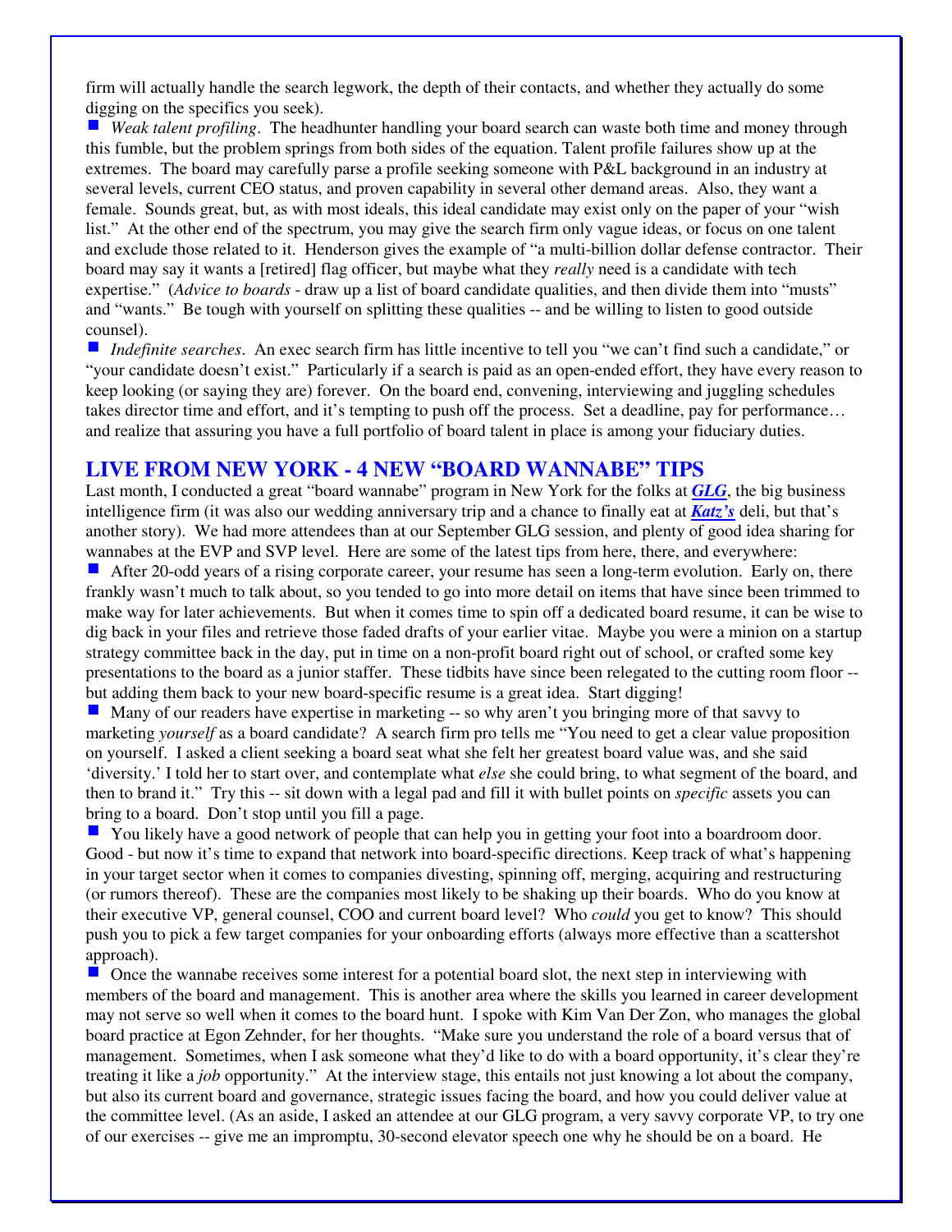firm will actually handle the search legwork, the depth of their contacts, and whether they actually do some digging on the specifics you seek).

- *Weak talent profiling*. The headhunter handling your board search can waste both time and money through this fumble, but the problem springs from both sides of the equation. Talent profile failures show up at the extremes. The board may carefully parse a profile seeking someone with P&L background in an industry at several levels, current CEO status, and proven capability in several other demand areas. Also, they want a female. Sounds great, but, as with most ideals, this ideal candidate may exist only on the paper of your "wish list." At the other end of the spectrum, you may give the search firm only vague ideas, or focus on one talent and exclude those related to it. Henderson gives the example of "a multi-billion dollar defense contractor. Their board may say it wants a [retired] flag officer, but maybe what they *really* need is a candidate with tech expertise." (*Advice to boards* - draw up a list of board candidate qualities, and then divide them into "musts" and "wants." Be tough with yourself on splitting these qualities -- and be willing to listen to good outside counsel).
- *Indefinite searches*. An exec search firm has little incentive to tell you "we can't find such a candidate," or "your candidate doesn't exist." Particularly if a search is paid as an open-ended effort, they have every reason to keep looking (or saying they are) forever. On the board end, convening, interviewing and juggling schedules takes director time and effort, and it's tempting to push off the process. Set a deadline, pay for performance… and realize that assuring you have a full portfolio of board talent in place is among your fiduciary duties.

## LIVE FROM NEW YORK - 4 NEW "BOARD WANNABE" TIPS

Last month, I conducted a great "board wannabe" program in New York for the folks at ***GLG***, the big business intelligence firm (it was also our wedding anniversary trip and a chance to finally eat at ***Katz's*** deli, but that's another story). We had more attendees than at our September GLG session, and plenty of good idea sharing for wannabes at the EVP and SVP level. Here are some of the latest tips from here, there, and everywhere:

- After 20-odd years of a rising corporate career, your resume has seen a long-term evolution. Early on, there frankly wasn't much to talk about, so you tended to go into more detail on items that have since been trimmed to make way for later achievements. But when it comes time to spin off a dedicated board resume, it can be wise to dig back in your files and retrieve those faded drafts of your earlier vitae. Maybe you were a minion on a startup strategy committee back in the day, put in time on a non-profit board right out of school, or crafted some key presentations to the board as a junior staffer. These tidbits have since been relegated to the cutting room floor -- but adding them back to your new board-specific resume is a great idea. Start digging!
- Many of our readers have expertise in marketing -- so why aren't you bringing more of that savvy to marketing *yourself* as a board candidate? A search firm pro tells me "You need to get a clear value proposition on yourself. I asked a client seeking a board seat what she felt her greatest board value was, and she said 'diversity.' I told her to start over, and contemplate what *else* she could bring, to what segment of the board, and then to brand it." Try this -- sit down with a legal pad and fill it with bullet points on *specific* assets you can bring to a board. Don't stop until you fill a page.
- You likely have a good network of people that can help you in getting your foot into a boardroom door. Good - but now it's time to expand that network into board-specific directions. Keep track of what's happening in your target sector when it comes to companies divesting, spinning off, merging, acquiring and restructuring (or rumors thereof). These are the companies most likely to be shaking up their boards. Who do you know at their executive VP, general counsel, COO and current board level? Who *could* you get to know? This should push you to pick a few target companies for your onboarding efforts (always more effective than a scattershot approach).
- Once the wannabe receives some interest for a potential board slot, the next step in interviewing with members of the board and management. This is another area where the skills you learned in career development may not serve so well when it comes to the board hunt. I spoke with Kim Van Der Zon, who manages the global board practice at Egon Zehnder, for her thoughts. "Make sure you understand the role of a board versus that of management. Sometimes, when I ask someone what they'd like to do with a board opportunity, it's clear they're treating it like a *job* opportunity." At the interview stage, this entails not just knowing a lot about the company, but also its current board and governance, strategic issues facing the board, and how you could deliver value at the committee level. (As an aside, I asked an attendee at our GLG program, a very savvy corporate VP, to try one of our exercises -- give me an impromptu, 30-second elevator speech one why he should be on a board. He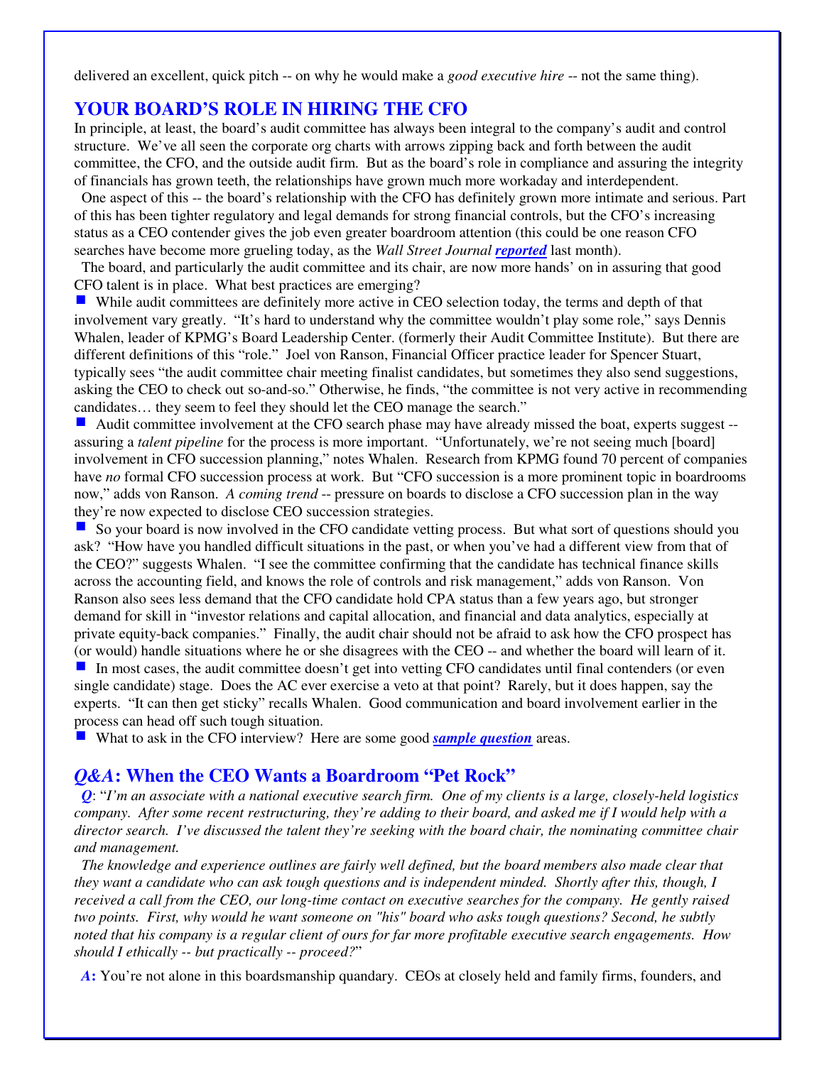delivered an excellent, quick pitch -- on why he would make a *good executive hire* -- not the same thing).

## YOUR BOARD'S ROLE IN HIRING THE CFO

In principle, at least, the board's audit committee has always been integral to the company's audit and control structure. We've all seen the corporate org charts with arrows zipping back and forth between the audit committee, the CFO, and the outside audit firm. But as the board's role in compliance and assuring the integrity of financials has grown teeth, the relationships have grown much more workaday and interdependent.

One aspect of this -- the board's relationship with the CFO has definitely grown more intimate and serious. Part of this has been tighter regulatory and legal demands for strong financial controls, but the CFO's increasing status as a CEO contender gives the job even greater boardroom attention (this could be one reason CFO searches have become more grueling today, as the *Wall Street Journal* ***reported*** last month).

The board, and particularly the audit committee and its chair, are now more hands' on in assuring that good CFO talent is in place. What best practices are emerging?

- While audit committees are definitely more active in CEO selection today, the terms and depth of that involvement vary greatly. "It's hard to understand why the committee wouldn't play some role," says Dennis Whalen, leader of KPMG's Board Leadership Center. (formerly their Audit Committee Institute). But there are different definitions of this "role." Joel von Ranson, Financial Officer practice leader for Spencer Stuart, typically sees "the audit committee chair meeting finalist candidates, but sometimes they also send suggestions, asking the CEO to check out so-and-so." Otherwise, he finds, "the committee is not very active in recommending candidates… they seem to feel they should let the CEO manage the search."
- Audit committee involvement at the CFO search phase may have already missed the boat, experts suggest -- assuring a *talent pipeline* for the process is more important. "Unfortunately, we're not seeing much [board] involvement in CFO succession planning," notes Whalen. Research from KPMG found 70 percent of companies have *no* formal CFO succession process at work. But "CFO succession is a more prominent topic in boardrooms now," adds von Ranson. *A coming trend* -- pressure on boards to disclose a CFO succession plan in the way they're now expected to disclose CEO succession strategies.
- So your board is now involved in the CFO candidate vetting process. But what sort of questions should you ask? "How have you handled difficult situations in the past, or when you've had a different view from that of the CEO?" suggests Whalen. "I see the committee confirming that the candidate has technical finance skills across the accounting field, and knows the role of controls and risk management," adds von Ranson. Von Ranson also sees less demand that the CFO candidate hold CPA status than a few years ago, but stronger demand for skill in "investor relations and capital allocation, and financial and data analytics, especially at private equity-back companies." Finally, the audit chair should not be afraid to ask how the CFO prospect has (or would) handle situations where he or she disagrees with the CEO -- and whether the board will learn of it.
- In most cases, the audit committee doesn't get into vetting CFO candidates until final contenders (or even single candidate) stage. Does the AC ever exercise a veto at that point? Rarely, but it does happen, say the experts. "It can then get sticky" recalls Whalen. Good communication and board involvement earlier in the process can head off such tough situation.
- What to ask in the CFO interview? Here are some good ***sample question*** areas.

## *Q&A*: When the CEO Wants a Boardroom "Pet Rock"

***Q***: "*I'm an associate with a national executive search firm. One of my clients is a large, closely-held logistics company. After some recent restructuring, they're adding to their board, and asked me if I would help with a director search. I've discussed the talent they're seeking with the board chair, the nominating committee chair and management.*

*The knowledge and experience outlines are fairly well defined, but the board members also made clear that they want a candidate who can ask tough questions and is independent minded. Shortly after this, though, I received a call from the CEO, our long-time contact on executive searches for the company. He gently raised two points. First, why would he want someone on "his" board who asks tough questions? Second, he subtly noted that his company is a regular client of ours for far more profitable executive search engagements. How should I ethically -- but practically -- proceed?*"

***A*****:** You're not alone in this boardsmanship quandary. CEOs at closely held and family firms, founders, and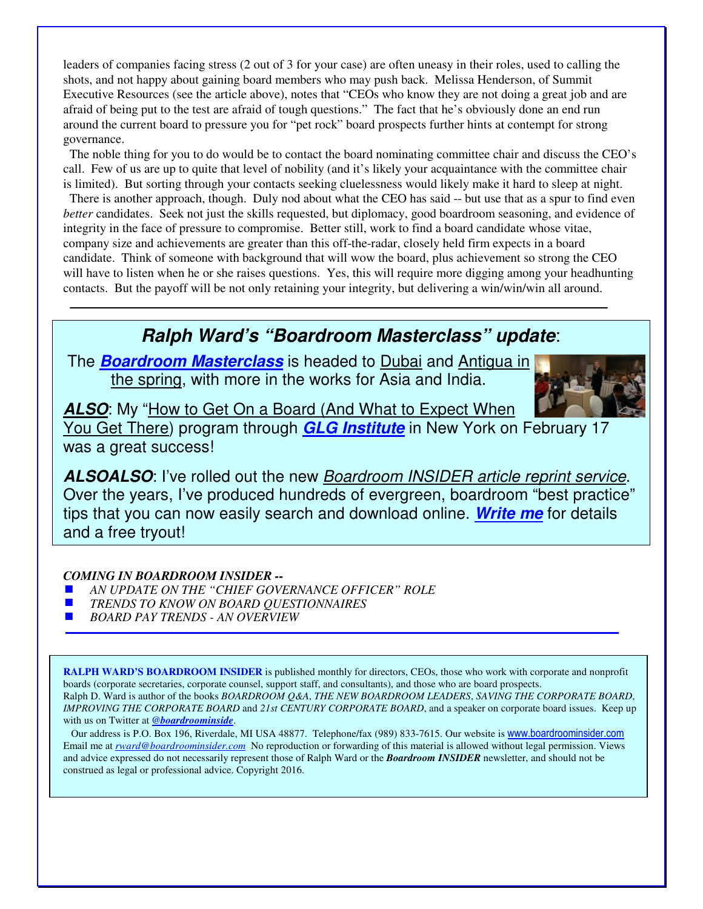leaders of companies facing stress (2 out of 3 for your case) are often uneasy in their roles, used to calling the shots, and not happy about gaining board members who may push back. Melissa Henderson, of Summit Executive Resources (see the article above), notes that "CEOs who know they are not doing a great job and are afraid of being put to the test are afraid of tough questions." The fact that he's obviously done an end run around the current board to pressure you for "pet rock" board prospects further hints at contempt for strong governance.

The noble thing for you to do would be to contact the board nominating committee chair and discuss the CEO's call. Few of us are up to quite that level of nobility (and it's likely your acquaintance with the committee chair is limited). But sorting through your contacts seeking cluelessness would likely make it hard to sleep at night.

There is another approach, though. Duly nod about what the CEO has said -- but use that as a spur to find even *better* candidates. Seek not just the skills requested, but diplomacy, good boardroom seasoning, and evidence of integrity in the face of pressure to compromise. Better still, work to find a board candidate whose vitae, company size and achievements are greater than this off-the-radar, closely held firm expects in a board candidate. Think of someone with background that will wow the board, plus achievement so strong the CEO will have to listen when he or she raises questions. Yes, this will require more digging among your headhunting contacts. But the payoff will be not only retaining your integrity, but delivering a win/win/win all around.

---

## ***Ralph Ward's "Boardroom Masterclass" update***:

The ***Boardroom Masterclass*** is headed to Dubai and Antigua in the spring, with more in the works for Asia and India.

***ALSO***: My "How to Get On a Board (And What to Expect When You Get There) program through ***GLG Institute*** in New York on February 17 was a great success!

***ALSOALSO***: I've rolled out the new *Boardroom INSIDER article reprint service*. Over the years, I've produced hundreds of evergreen, boardroom "best practice" tips that you can now easily search and download online. ***Write me*** for details and a free tryout!

***COMING IN BOARDROOM INSIDER --***

- *AN UPDATE ON THE "CHIEF GOVERNANCE OFFICER" ROLE*
- *TRENDS TO KNOW ON BOARD QUESTIONNAIRES*
- *BOARD PAY TRENDS - AN OVERVIEW*

---

**RALPH WARD'S BOARDROOM INSIDER** is published monthly for directors, CEOs, those who work with corporate and nonprofit boards (corporate secretaries, corporate counsel, support staff, and consultants), and those who are board prospects. Ralph D. Ward is author of the books *BOARDROOM Q&A*, *THE NEW BOARDROOM LEADERS*, *SAVING THE CORPORATE BOARD*, *IMPROVING THE CORPORATE BOARD* and *21st CENTURY CORPORATE BOARD*, and a speaker on corporate board issues. Keep up with us on Twitter at ***@boardroominside***.

Our address is P.O. Box 196, Riverdale, MI USA 48877. Telephone/fax (989) 833-7615. Our website is www.boardroominsider.com Email me at *rward@boardroominsider.com* No reproduction or forwarding of this material is allowed without legal permission. Views and advice expressed do not necessarily represent those of Ralph Ward or the ***Boardroom INSIDER*** newsletter, and should not be construed as legal or professional advice. Copyright 2016.